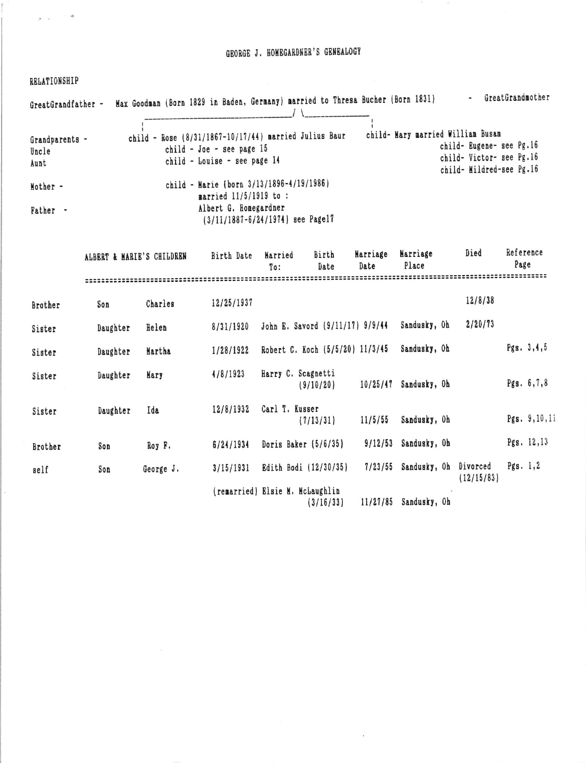# GEORGE J. HOMEGARDNER'S GENEALOGY

RELATIONSHIP

GreatGrandfather - Max Goodman (Born 1829 in Baden, Germany) married to Thresa Bucher (Born 1831) - GreatGrandmother

Grandparents - child - Rose (8/31/1867-10/17/44) married Julius Baur

child- Mary married William Busam
- child- Eugene- see Pg.16
- child- Victor- see Pg.16
- child- Mildred-see Pg.16

Uncle - child - Joe - see page 15

Aunt - child - Louise - see page 14

Mother - child - Marie (born 3/13/1896-4/19/1986) married 11/5/1919 to :

Father - Albert G. Homegardner (3/11/1887-6/24/1974) see Page17

| | ALBERT & MARIE'S CHILDREN | | Birth Date | Married To: | Birth Date | Marriage Date | Marriage Place | Died | Reference Page |
|---|---|---|---|---|---|---|---|---|---|
| Brother | Son | Charles | 12/25/1937 | | | | | 12/8/38 | |
| Sister | Daughter | Helen | 8/31/1920 | John E. Savord | (9/11/17) | 9/9/44 | Sandusky, Oh | 2/20/73 | |
| Sister | Daughter | Martha | 1/28/1922 | Robert C. Koch | (5/5/20) | 11/3/45 | Sandusky, Oh | | Pgs. 3,4,5 |
| Sister | Daughter | Mary | 4/8/1923 | Harry C. Scagnetti | (9/10/20) | 10/25/47 | Sandusky, Oh | | Pgs. 6,7,8 |
| Sister | Daughter | Ida | 12/8/1932 | Carl T. Kusser | (7/13/31) | 11/5/55 | Sandusky, Oh | | Pgs. 9,10,11 |
| Brother | Son | Roy F. | 6/24/1934 | Doris Baker | (5/6/35) | 9/12/53 | Sandusky, Oh | | Pgs. 12,13 |
| self | Son | George J. | 3/15/1931 | Edith Bodi | (12/30/35) | 7/23/55 | Sandusky, Oh | Divorced (12/15/83) | Pgs. 1,2 |
| | | | (remarried) | Elsie M. McLaughlin | (3/16/33) | 11/27/85 | Sandusky, Oh | | |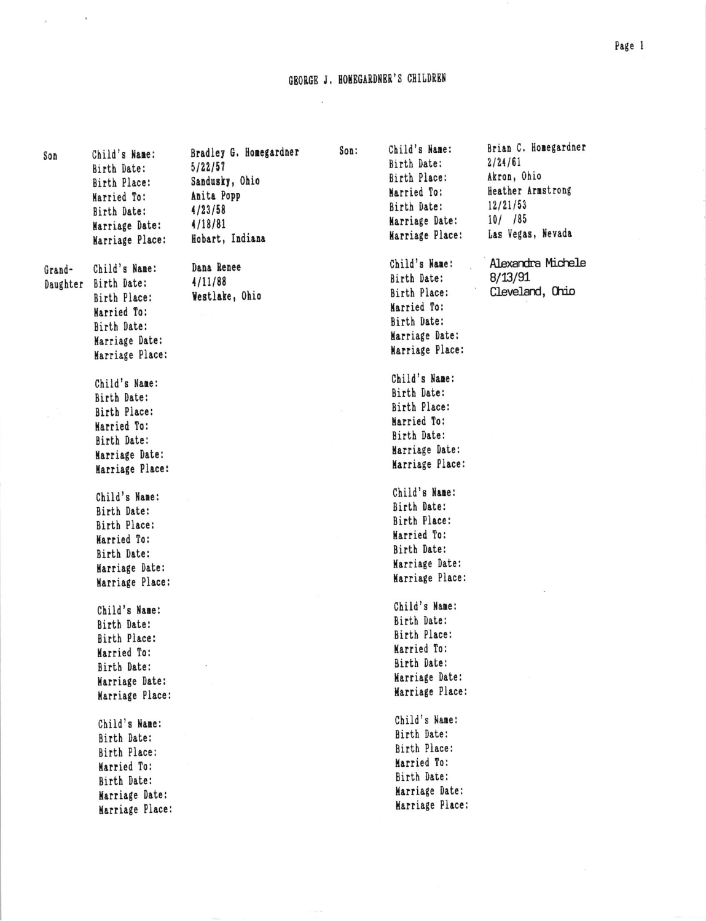# GEORGE J. HOMEGARDNER'S CHILDREN

**Son**

Child's Name: Bradley G. Homegardner
Birth Date: 5/22/57
Birth Place: Sandusky, Ohio
Married To: Anita Popp
Birth Date: 4/23/58
Marriage Date: 4/18/81
Marriage Place: Hobart, Indiana

**Grand-Daughter**

Child's Name: Dana Renee
Birth Date: 4/11/88
Birth Place: Westlake, Ohio
Married To:
Birth Date:
Marriage Date:
Marriage Place:

Child's Name:
Birth Date:
Birth Place:
Married To:
Birth Date:
Marriage Date:
Marriage Place:

Child's Name:
Birth Date:
Birth Place:
Married To:
Birth Date:
Marriage Date:
Marriage Place:

Child's Name:
Birth Date:
Birth Place:
Married To:
Birth Date:
Marriage Date:
Marriage Place:

Child's Name:
Birth Date:
Birth Place:
Married To:
Birth Date:
Marriage Date:
Marriage Place:

**Son:**

Child's Name: Brian C. Homegardner
Birth Date: 2/24/61
Birth Place: Akron, Ohio
Married To: Heather Armstrong
Birth Date: 12/21/53
Marriage Date: 10/ /85
Marriage Place: Las Vegas, Nevada

Child's Name: Alexandra Michele
Birth Date: 8/13/91
Birth Place: Cleveland, Ohio
Married To:
Birth Date:
Marriage Date:
Marriage Place:

Child's Name:
Birth Date:
Birth Place:
Married To:
Birth Date:
Marriage Date:
Marriage Place:

Child's Name:
Birth Date:
Birth Place:
Married To:
Birth Date:
Marriage Date:
Marriage Place:

Child's Name:
Birth Date:
Birth Place:
Married To:
Birth Date:
Marriage Date:
Marriage Place:

Child's Name:
Birth Date:
Birth Place:
Married To:
Birth Date:
Marriage Date:
Marriage Place: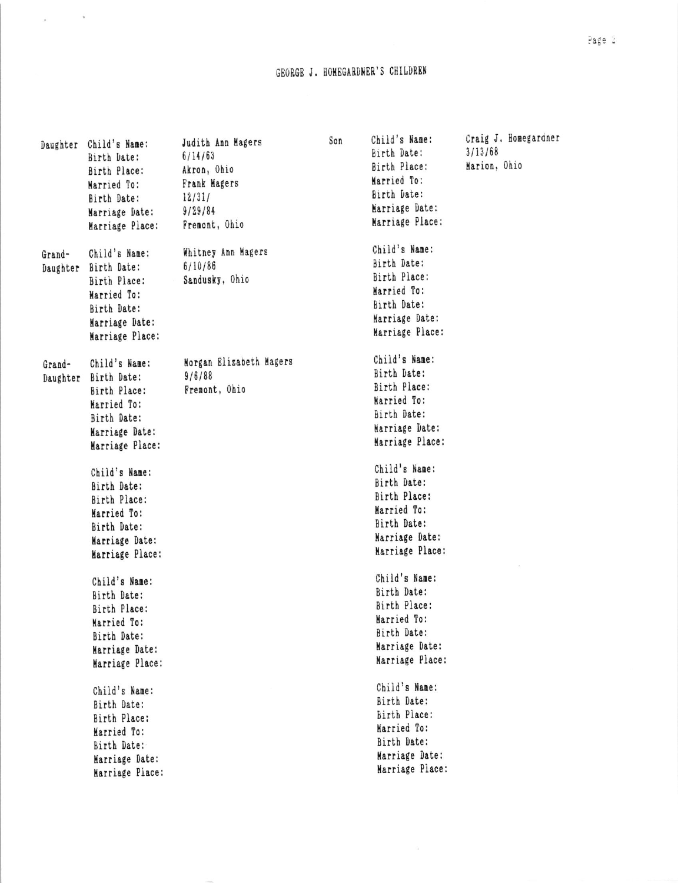# GEORGE J. HOMEGARDNER'S CHILDREN

**Daughter**

Child's Name: Judith Ann Magers
Birth Date: 6/14/63
Birth Place: Akron, Ohio
Married To: Frank Magers
Birth Date: 12/31/
Marriage Date: 9/29/84
Marriage Place: Fremont, Ohio

**Grand-Daughter**

Child's Name: Whitney Ann Magers
Birth Date: 6/10/86
Birth Place: Sandusky, Ohio
Married To:
Birth Date:
Marriage Date:
Marriage Place:

**Grand-Daughter**

Child's Name: Morgan Elizabeth Magers
Birth Date: 9/6/88
Birth Place: Fremont, Ohio
Married To:
Birth Date:
Marriage Date:
Marriage Place:

Child's Name:
Birth Date:
Birth Place:
Married To:
Birth Date:
Marriage Date:
Marriage Place:

Child's Name:
Birth Date:
Birth Place:
Married To:
Birth Date:
Marriage Date:
Marriage Place:

Child's Name:
Birth Date:
Birth Place:
Married To:
Birth Date:
Marriage Date:
Marriage Place:

**Son**

Child's Name: Craig J. Homegardner
Birth Date: 3/13/68
Birth Place: Marion, Ohio
Married To:
Birth Date:
Marriage Date:
Marriage Place:

Child's Name:
Birth Date:
Birth Place:
Married To:
Birth Date:
Marriage Date:
Marriage Place:

Child's Name:
Birth Date:
Birth Place:
Married To:
Birth Date:
Marriage Date:
Marriage Place:

Child's Name:
Birth Date:
Birth Place:
Married To:
Birth Date:
Marriage Date:
Marriage Place:

Child's Name:
Birth Date:
Birth Place:
Married To:
Birth Date:
Marriage Date:
Marriage Place:

Child's Name:
Birth Date:
Birth Place:
Married To:
Birth Date:
Marriage Date:
Marriage Place: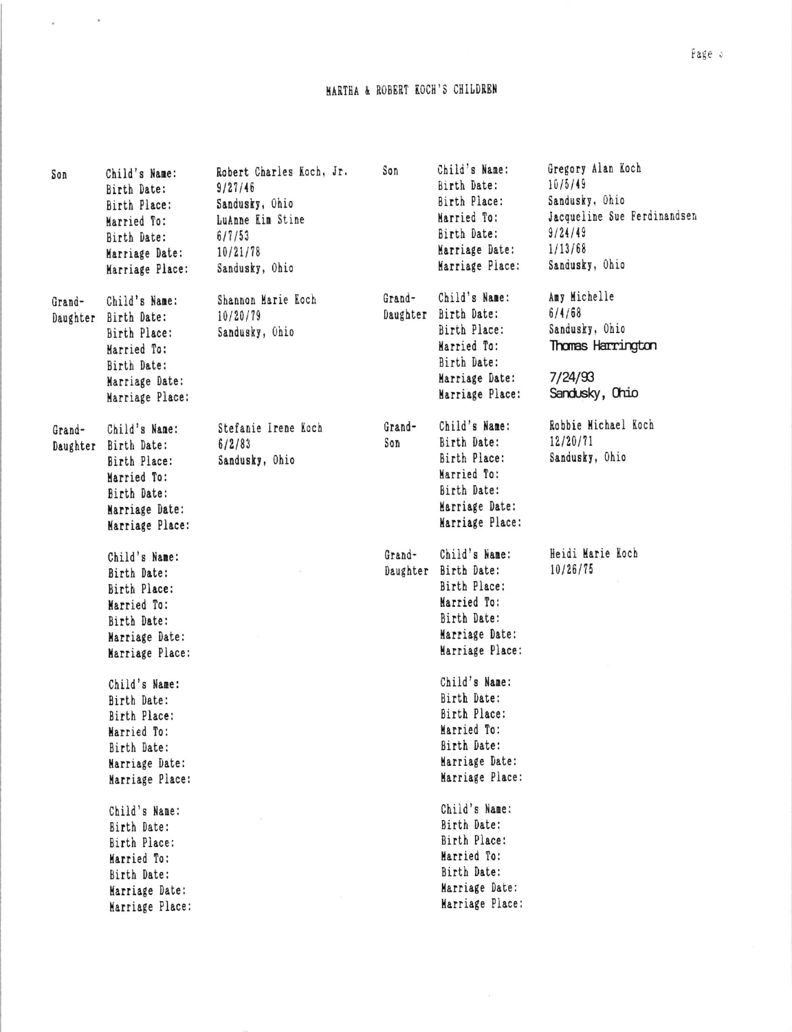# MARTHA & ROBERT KOCH'S CHILDREN

**Son**

Child's Name: Robert Charles Koch, Jr.
Birth Date: 9/27/46
Birth Place: Sandusky, Ohio
Married To: LuAnne Kim Stine
Birth Date: 6/7/53
Marriage Date: 10/21/78
Marriage Place: Sandusky, Ohio

**Grand-Daughter**

Child's Name: Shannon Marie Koch
Birth Date: 10/20/79
Birth Place: Sandusky, Ohio
Married To:
Birth Date:
Marriage Date:
Marriage Place:

**Grand-Daughter**

Child's Name: Stefanie Irene Koch
Birth Date: 6/2/83
Birth Place: Sandusky, Ohio
Married To:
Birth Date:
Marriage Date:
Marriage Place:

Child's Name:
Birth Date:
Birth Place:
Married To:
Birth Date:
Marriage Date:
Marriage Place:

Child's Name:
Birth Date:
Birth Place:
Married To:
Birth Date:
Marriage Date:
Marriage Place:

Child's Name:
Birth Date:
Birth Place:
Married To:
Birth Date:
Marriage Date:
Marriage Place:

**Son**

Child's Name: Gregory Alan Koch
Birth Date: 10/5/49
Birth Place: Sandusky, Ohio
Married To: Jacqueline Sue Ferdinandsen
Birth Date: 9/24/49
Marriage Date: 1/13/68
Marriage Place: Sandusky, Ohio

**Grand-Daughter**

Child's Name: Amy Michelle
Birth Date: 6/4/68
Birth Place: Sandusky, Ohio
Married To: Thomas Harrington
Birth Date:
Marriage Date: 7/24/93
Marriage Place: Sandusky, Ohio

**Grand-Son**

Child's Name: Robbie Michael Koch
Birth Date: 12/20/71
Birth Place: Sandusky, Ohio
Married To:
Birth Date:
Marriage Date:
Marriage Place:

**Grand-Daughter**

Child's Name: Heidi Marie Koch
Birth Date: 10/26/75
Birth Place:
Married To:
Birth Date:
Marriage Date:
Marriage Place:

Child's Name:
Birth Date:
Birth Place:
Married To:
Birth Date:
Marriage Date:
Marriage Place:

Child's Name:
Birth Date:
Birth Place:
Married To:
Birth Date:
Marriage Date:
Marriage Place: